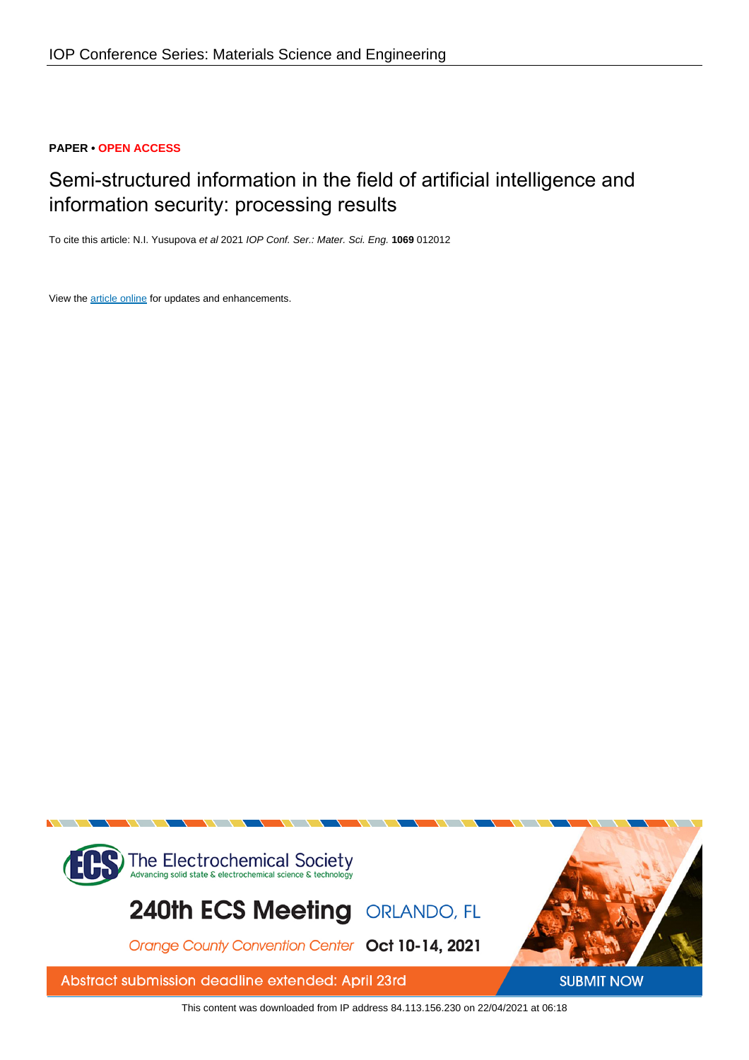**PAPER • OPEN ACCESS**

# Semi-structured information in the field of artificial intelligence and information security: processing results

To cite this article: N.I. Yusupova *et al* 2021 *IOP Conf. Ser.: Mater. Sci. Eng.* **1069** 012012

View the article online for updates and enhancements.

The Electrochemical Society
Advancing solid state & electrochemical science & technology

240th ECS Meeting ORLANDO, FL

Orange County Convention Center Oct 10-14, 2021

Abstract submission deadline extended: April 23rd

SUBMIT NOW

This content was downloaded from IP address 84.113.156.230 on 22/04/2021 at 06:18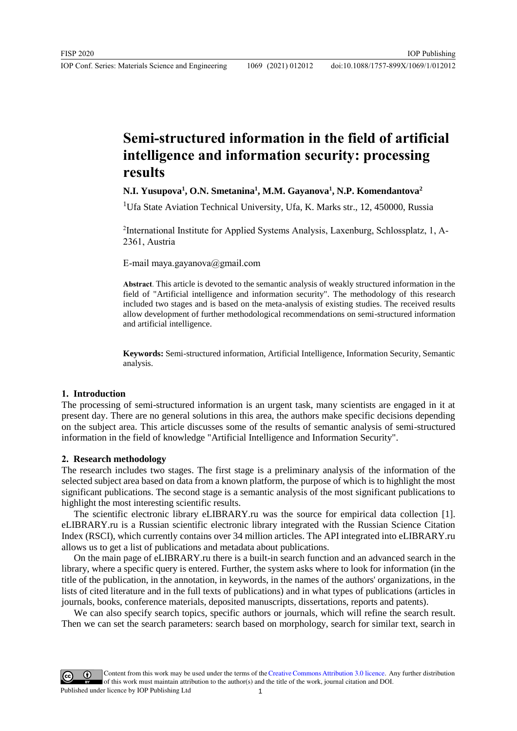# Semi-structured information in the field of artificial intelligence and information security: processing results

**N.I. Yusupova[1], O.N. Smetanina[1], M.M. Gayanova[1], N.P. Komendantova[2]**

[1]Ufa State Aviation Technical University, Ufa, K. Marks str., 12, 450000, Russia

[2]International Institute for Applied Systems Analysis, Laxenburg, Schlossplatz, 1, A-2361, Austria

E-mail maya.gayanova@gmail.com

**Abstract**. This article is devoted to the semantic analysis of weakly structured information in the field of "Artificial intelligence and information security". The methodology of this research included two stages and is based on the meta-analysis of existing studies. The received results allow development of further methodological recommendations on semi-structured information and artificial intelligence.

**Keywords:** Semi-structured information, Artificial Intelligence, Information Security, Semantic analysis.

## 1. Introduction

The processing of semi-structured information is an urgent task, many scientists are engaged in it at present day. There are no general solutions in this area, the authors make specific decisions depending on the subject area. This article discusses some of the results of semantic analysis of semi-structured information in the field of knowledge "Artificial Intelligence and Information Security".

## 2. Research methodology

The research includes two stages. The first stage is a preliminary analysis of the information of the selected subject area based on data from a known platform, the purpose of which is to highlight the most significant publications. The second stage is a semantic analysis of the most significant publications to highlight the most interesting scientific results.

The scientific electronic library eLIBRARY.ru was the source for empirical data collection [1]. eLIBRARY.ru is a Russian scientific electronic library integrated with the Russian Science Citation Index (RSCI), which currently contains over 34 million articles. The API integrated into eLIBRARY.ru allows us to get a list of publications and metadata about publications.

On the main page of eLIBRARY.ru there is a built-in search function and an advanced search in the library, where a specific query is entered. Further, the system asks where to look for information (in the title of the publication, in the annotation, in keywords, in the names of the authors' organizations, in the lists of cited literature and in the full texts of publications) and in what types of publications (articles in journals, books, conference materials, deposited manuscripts, dissertations, reports and patents).

We can also specify search topics, specific authors or journals, which will refine the search result. Then we can set the search parameters: search based on morphology, search for similar text, search in

Content from this work may be used under the terms of the Creative Commons Attribution 3.0 licence. Any further distribution of this work must maintain attribution to the author(s) and the title of the work, journal citation and DOI.
Published under licence by IOP Publishing Ltd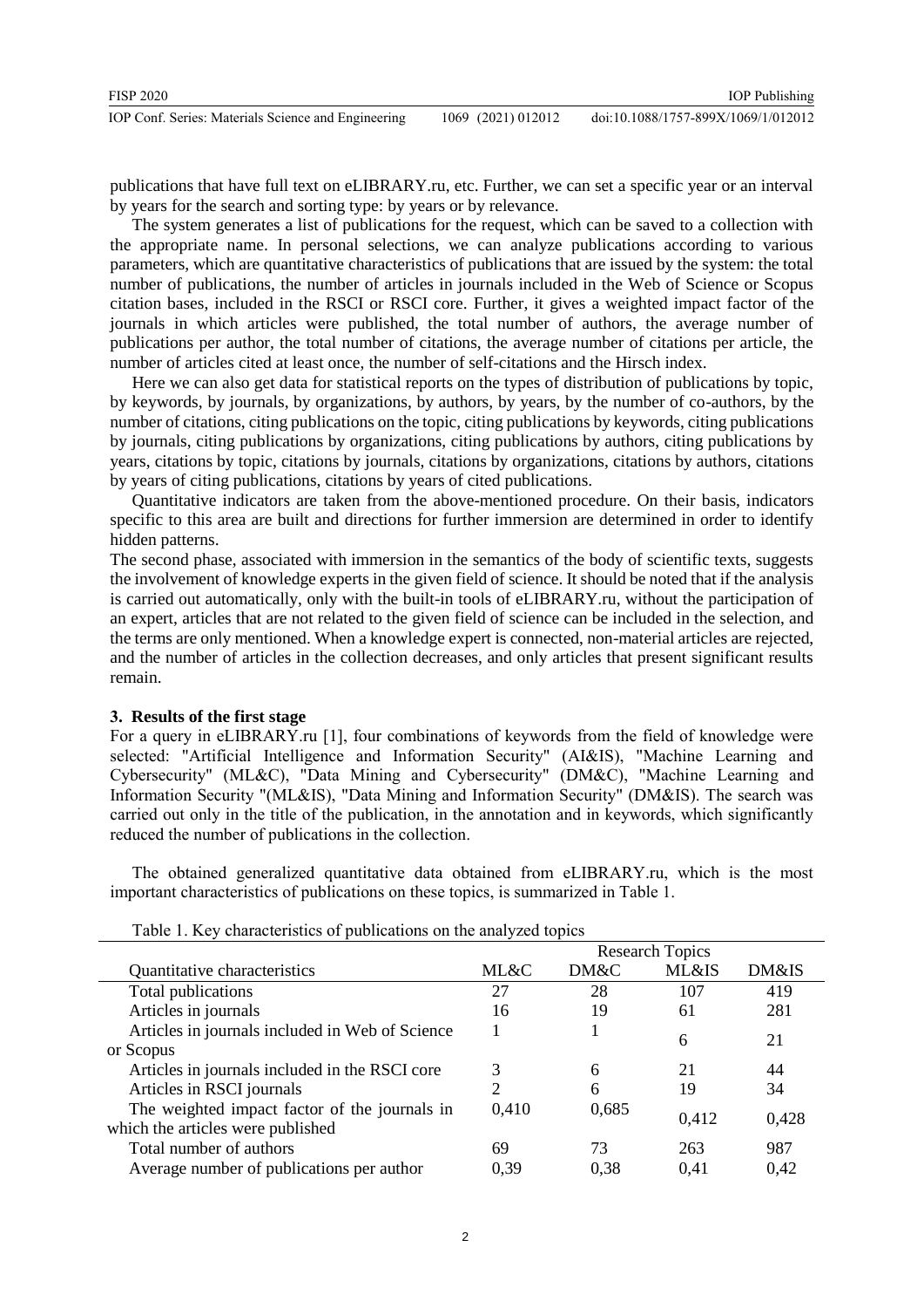publications that have full text on eLIBRARY.ru, etc. Further, we can set a specific year or an interval by years for the search and sorting type: by years or by relevance.

The system generates a list of publications for the request, which can be saved to a collection with the appropriate name. In personal selections, we can analyze publications according to various parameters, which are quantitative characteristics of publications that are issued by the system: the total number of publications, the number of articles in journals included in the Web of Science or Scopus citation bases, included in the RSCI or RSCI core. Further, it gives a weighted impact factor of the journals in which articles were published, the total number of authors, the average number of publications per author, the total number of citations, the average number of citations per article, the number of articles cited at least once, the number of self-citations and the Hirsch index.

Here we can also get data for statistical reports on the types of distribution of publications by topic, by keywords, by journals, by organizations, by authors, by years, by the number of co-authors, by the number of citations, citing publications on the topic, citing publications by keywords, citing publications by journals, citing publications by organizations, citing publications by authors, citing publications by years, citations by topic, citations by journals, citations by organizations, citations by authors, citations by years of citing publications, citations by years of cited publications.

Quantitative indicators are taken from the above-mentioned procedure. On their basis, indicators specific to this area are built and directions for further immersion are determined in order to identify hidden patterns.

The second phase, associated with immersion in the semantics of the body of scientific texts, suggests the involvement of knowledge experts in the given field of science. It should be noted that if the analysis is carried out automatically, only with the built-in tools of eLIBRARY.ru, without the participation of an expert, articles that are not related to the given field of science can be included in the selection, and the terms are only mentioned. When a knowledge expert is connected, non-material articles are rejected, and the number of articles in the collection decreases, and only articles that present significant results remain.

## 3. Results of the first stage

For a query in eLIBRARY.ru [1], four combinations of keywords from the field of knowledge were selected: "Artificial Intelligence and Information Security" (AI&IS), "Machine Learning and Cybersecurity" (ML&C), "Data Mining and Cybersecurity" (DM&C), "Machine Learning and Information Security "(ML&IS), "Data Mining and Information Security" (DM&IS). The search was carried out only in the title of the publication, in the annotation and in keywords, which significantly reduced the number of publications in the collection.

The obtained generalized quantitative data obtained from eLIBRARY.ru, which is the most important characteristics of publications on these topics, is summarized in Table 1.

Table 1. Key characteristics of publications on the analyzed topics

| | Research Topics | | | |
|---|---|---|---|---|
| Quantitative characteristics | ML&C | DM&C | ML&IS | DM&IS |
| Total publications | 27 | 28 | 107 | 419 |
| Articles in journals | 16 | 19 | 61 | 281 |
| Articles in journals included in Web of Science or Scopus | 1 | 1 | 6 | 21 |
| Articles in journals included in the RSCI core | 3 | 6 | 21 | 44 |
| Articles in RSCI journals | 2 | 6 | 19 | 34 |
| The weighted impact factor of the journals in which the articles were published | 0,410 | 0,685 | 0,412 | 0,428 |
| Total number of authors | 69 | 73 | 263 | 987 |
| Average number of publications per author | 0,39 | 0,38 | 0,41 | 0,42 |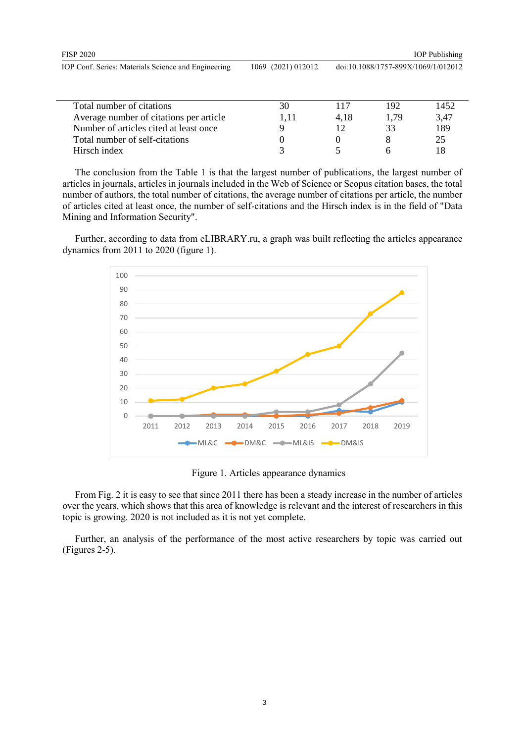| | | | | |
|---|---|---|---|---|
| Total number of citations | 30 | 117 | 192 | 1452 |
| Average number of citations per article | 1,11 | 4,18 | 1,79 | 3,47 |
| Number of articles cited at least once | 9 | 12 | 33 | 189 |
| Total number of self-citations | 0 | 0 | 8 | 25 |
| Hirsch index | 3 | 5 | 6 | 18 |

The conclusion from the Table 1 is that the largest number of publications, the largest number of articles in journals, articles in journals included in the Web of Science or Scopus citation bases, the total number of authors, the total number of citations, the average number of citations per article, the number of articles cited at least once, the number of self-citations and the Hirsch index is in the field of "Data Mining and Information Security".

Further, according to data from eLIBRARY.ru, a graph was built reflecting the articles appearance dynamics from 2011 to 2020 (figure 1).

Figure 1. Articles appearance dynamics

From Fig. 2 it is easy to see that since 2011 there has been a steady increase in the number of articles over the years, which shows that this area of knowledge is relevant and the interest of researchers in this topic is growing. 2020 is not included as it is not yet complete.

Further, an analysis of the performance of the most active researchers by topic was carried out (Figures 2-5).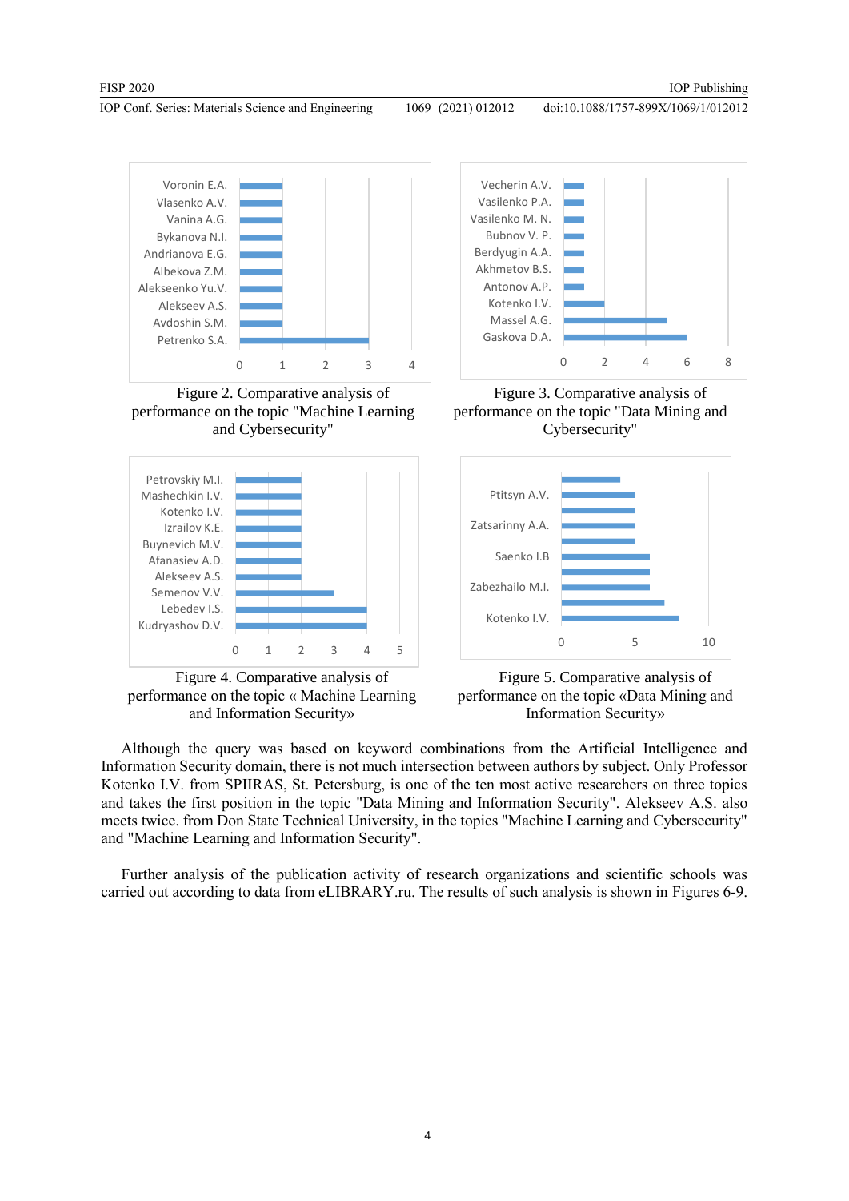Figure 2. Comparative analysis of performance on the topic "Machine Learning and Cybersecurity"

Figure 3. Comparative analysis of performance on the topic "Data Mining and Cybersecurity"

Figure 4. Comparative analysis of performance on the topic « Machine Learning and Information Security»

Figure 5. Comparative analysis of performance on the topic «Data Mining and Information Security»

Although the query was based on keyword combinations from the Artificial Intelligence and Information Security domain, there is not much intersection between authors by subject. Only Professor Kotenko I.V. from SPIIRAS, St. Petersburg, is one of the ten most active researchers on three topics and takes the first position in the topic "Data Mining and Information Security". Alekseev A.S. also meets twice. from Don State Technical University, in the topics "Machine Learning and Cybersecurity" and "Machine Learning and Information Security".

Further analysis of the publication activity of research organizations and scientific schools was carried out according to data from eLIBRARY.ru. The results of such analysis is shown in Figures 6-9.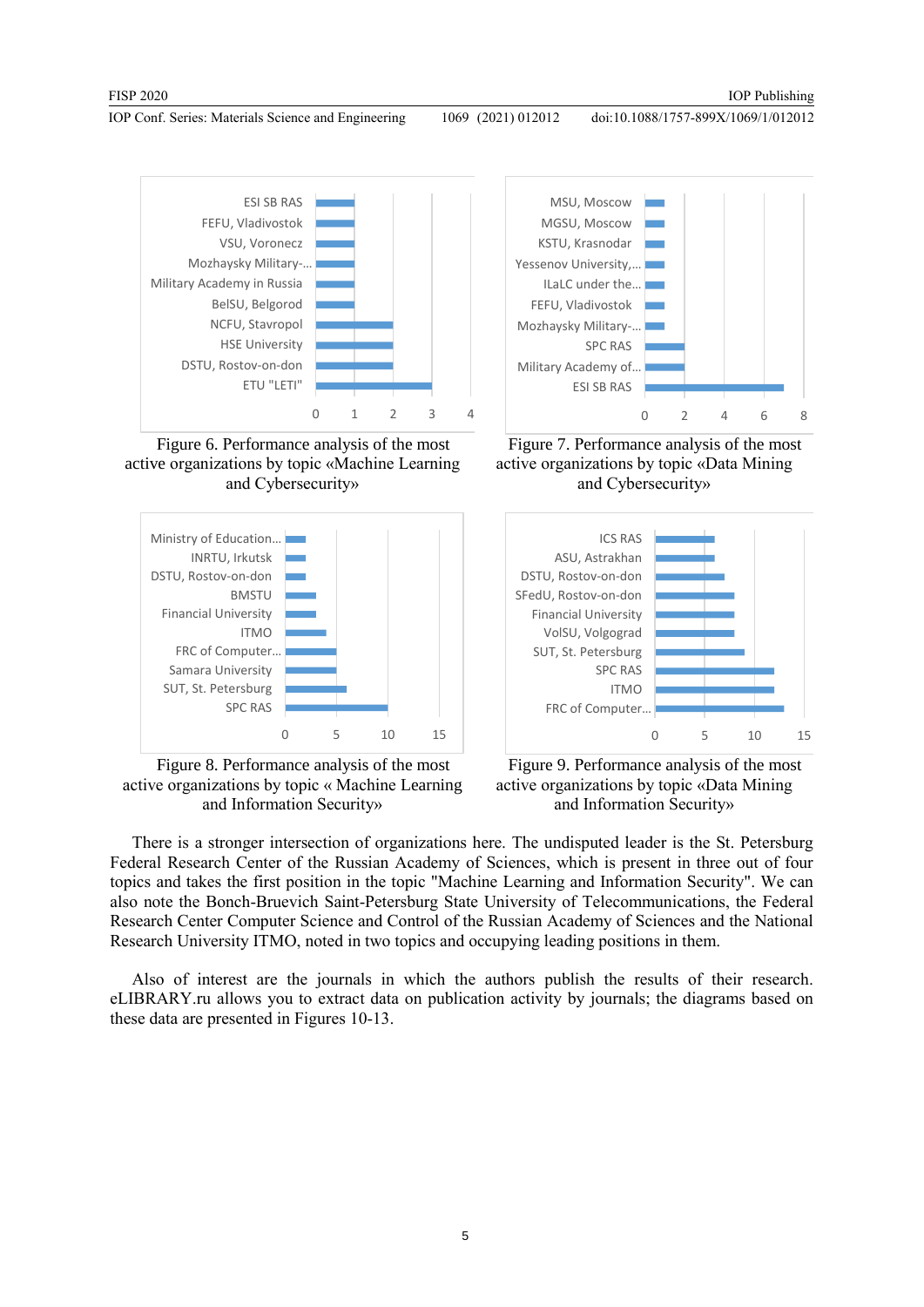Figure 6. Performance analysis of the most active organizations by topic «Machine Learning and Cybersecurity»

Figure 7. Performance analysis of the most active organizations by topic «Data Mining and Cybersecurity»

Figure 8. Performance analysis of the most active organizations by topic « Machine Learning and Information Security»

Figure 9. Performance analysis of the most active organizations by topic «Data Mining and Information Security»

There is a stronger intersection of organizations here. The undisputed leader is the St. Petersburg Federal Research Center of the Russian Academy of Sciences, which is present in three out of four topics and takes the first position in the topic "Machine Learning and Information Security". We can also note the Bonch-Bruevich Saint-Petersburg State University of Telecommunications, the Federal Research Center Computer Science and Control of the Russian Academy of Sciences and the National Research University ITMO, noted in two topics and occupying leading positions in them.

Also of interest are the journals in which the authors publish the results of their research. eLIBRARY.ru allows you to extract data on publication activity by journals; the diagrams based on these data are presented in Figures 10-13.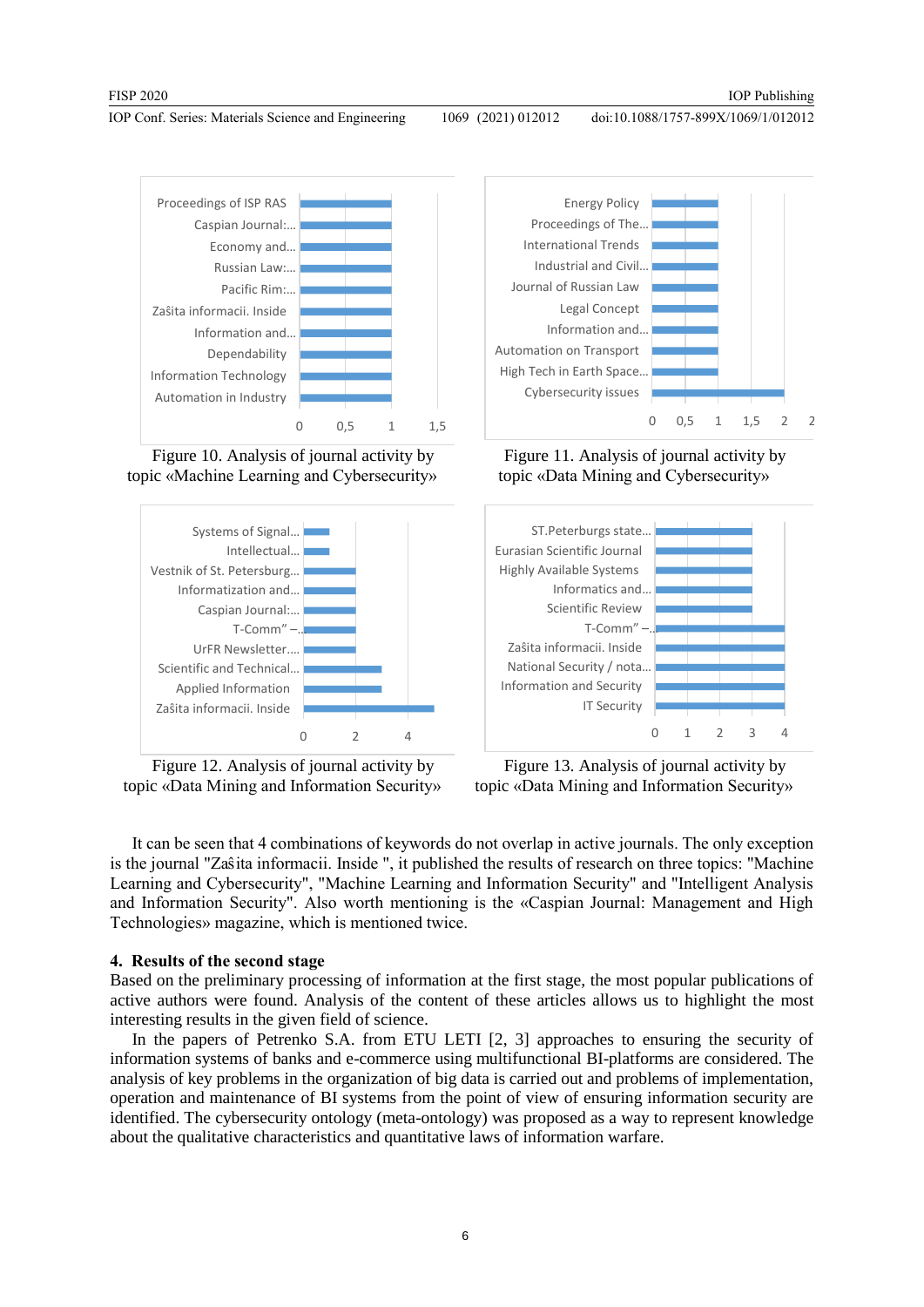Figure 10. Analysis of journal activity by topic «Machine Learning and Cybersecurity»

Figure 11. Analysis of journal activity by topic «Data Mining and Cybersecurity»

Figure 12. Analysis of journal activity by topic «Data Mining and Information Security»

Figure 13. Analysis of journal activity by topic «Data Mining and Information Security»

It can be seen that 4 combinations of keywords do not overlap in active journals. The only exception is the journal "Zaŝita informacii. Inside ", it published the results of research on three topics: "Machine Learning and Cybersecurity", "Machine Learning and Information Security" and "Intelligent Analysis and Information Security". Also worth mentioning is the «Caspian Journal: Management and High Technologies» magazine, which is mentioned twice.

## 4. Results of the second stage

Based on the preliminary processing of information at the first stage, the most popular publications of active authors were found. Analysis of the content of these articles allows us to highlight the most interesting results in the given field of science.

In the papers of Petrenko S.A. from ETU LETI [2, 3] approaches to ensuring the security of information systems of banks and e-commerce using multifunctional BI-platforms are considered. The analysis of key problems in the organization of big data is carried out and problems of implementation, operation and maintenance of BI systems from the point of view of ensuring information security are identified. The cybersecurity ontology (meta-ontology) was proposed as a way to represent knowledge about the qualitative characteristics and quantitative laws of information warfare.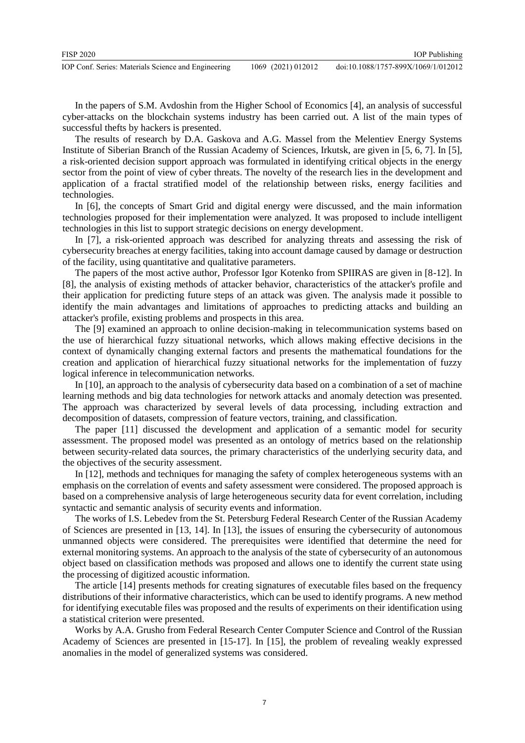In the papers of S.M. Avdoshin from the Higher School of Economics [4], an analysis of successful cyber-attacks on the blockchain systems industry has been carried out. A list of the main types of successful thefts by hackers is presented.

The results of research by D.A. Gaskova and A.G. Massel from the Melentiev Energy Systems Institute of Siberian Branch of the Russian Academy of Sciences, Irkutsk, are given in [5, 6, 7]. In [5], a risk-oriented decision support approach was formulated in identifying critical objects in the energy sector from the point of view of cyber threats. The novelty of the research lies in the development and application of a fractal stratified model of the relationship between risks, energy facilities and technologies.

In [6], the concepts of Smart Grid and digital energy were discussed, and the main information technologies proposed for their implementation were analyzed. It was proposed to include intelligent technologies in this list to support strategic decisions on energy development.

In [7], a risk-oriented approach was described for analyzing threats and assessing the risk of cybersecurity breaches at energy facilities, taking into account damage caused by damage or destruction of the facility, using quantitative and qualitative parameters.

The papers of the most active author, Professor Igor Kotenko from SPIIRAS are given in [8-12]. In [8], the analysis of existing methods of attacker behavior, characteristics of the attacker's profile and their application for predicting future steps of an attack was given. The analysis made it possible to identify the main advantages and limitations of approaches to predicting attacks and building an attacker's profile, existing problems and prospects in this area.

The [9] examined an approach to online decision-making in telecommunication systems based on the use of hierarchical fuzzy situational networks, which allows making effective decisions in the context of dynamically changing external factors and presents the mathematical foundations for the creation and application of hierarchical fuzzy situational networks for the implementation of fuzzy logical inference in telecommunication networks.

In [10], an approach to the analysis of cybersecurity data based on a combination of a set of machine learning methods and big data technologies for network attacks and anomaly detection was presented. The approach was characterized by several levels of data processing, including extraction and decomposition of datasets, compression of feature vectors, training, and classification.

The paper [11] discussed the development and application of a semantic model for security assessment. The proposed model was presented as an ontology of metrics based on the relationship between security-related data sources, the primary characteristics of the underlying security data, and the objectives of the security assessment.

In [12], methods and techniques for managing the safety of complex heterogeneous systems with an emphasis on the correlation of events and safety assessment were considered. The proposed approach is based on a comprehensive analysis of large heterogeneous security data for event correlation, including syntactic and semantic analysis of security events and information.

The works of I.S. Lebedev from the St. Petersburg Federal Research Center of the Russian Academy of Sciences are presented in [13, 14]. In [13], the issues of ensuring the cybersecurity of autonomous unmanned objects were considered. The prerequisites were identified that determine the need for external monitoring systems. An approach to the analysis of the state of cybersecurity of an autonomous object based on classification methods was proposed and allows one to identify the current state using the processing of digitized acoustic information.

The article [14] presents methods for creating signatures of executable files based on the frequency distributions of their informative characteristics, which can be used to identify programs. A new method for identifying executable files was proposed and the results of experiments on their identification using a statistical criterion were presented.

Works by A.A. Grusho from Federal Research Center Computer Science and Control of the Russian Academy of Sciences are presented in [15-17]. In [15], the problem of revealing weakly expressed anomalies in the model of generalized systems was considered.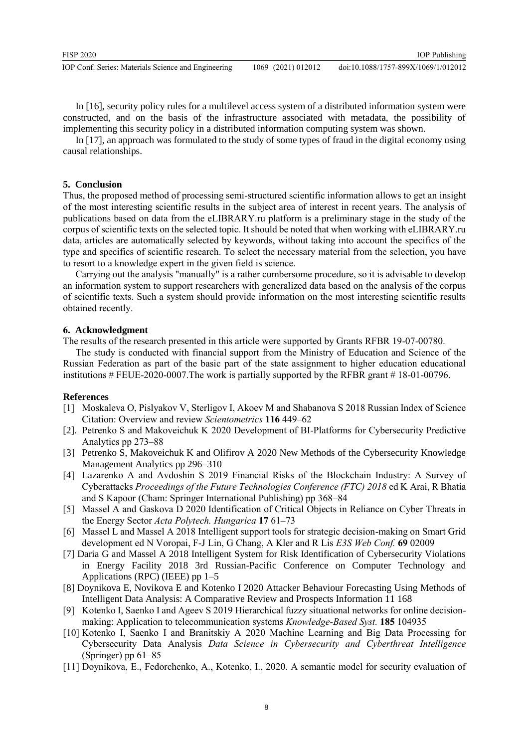In [16], security policy rules for a multilevel access system of a distributed information system were constructed, and on the basis of the infrastructure associated with metadata, the possibility of implementing this security policy in a distributed information computing system was shown.

In [17], an approach was formulated to the study of some types of fraud in the digital economy using causal relationships.

## 5. Conclusion

Thus, the proposed method of processing semi-structured scientific information allows to get an insight of the most interesting scientific results in the subject area of interest in recent years. The analysis of publications based on data from the eLIBRARY.ru platform is a preliminary stage in the study of the corpus of scientific texts on the selected topic. It should be noted that when working with eLIBRARY.ru data, articles are automatically selected by keywords, without taking into account the specifics of the type and specifics of scientific research. To select the necessary material from the selection, you have to resort to a knowledge expert in the given field is science.

Carrying out the analysis "manually" is a rather cumbersome procedure, so it is advisable to develop an information system to support researchers with generalized data based on the analysis of the corpus of scientific texts. Such a system should provide information on the most interesting scientific results obtained recently.

## 6. Acknowledgment

The results of the research presented in this article were supported by Grants RFBR 19-07-00780.

The study is conducted with financial support from the Ministry of Education and Science of the Russian Federation as part of the basic part of the state assignment to higher education educational institutions # FEUE-2020-0007.The work is partially supported by the RFBR grant # 18-01-00796.

## References

[1] Moskaleva O, Pislyakov V, Sterligov I, Akoev M and Shabanova S 2018 Russian Index of Science Citation: Overview and review *Scientometrics* **116** 449–62

[2]. Petrenko S and Makoveichuk K 2020 Development of BI-Platforms for Cybersecurity Predictive Analytics pp 273–88

[3] Petrenko S, Makoveichuk K and Olifirov A 2020 New Methods of the Cybersecurity Knowledge Management Analytics pp 296–310

[4] Lazarenko A and Avdoshin S 2019 Financial Risks of the Blockchain Industry: A Survey of Cyberattacks *Proceedings of the Future Technologies Conference (FTC) 2018* ed K Arai, R Bhatia and S Kapoor (Cham: Springer International Publishing) pp 368–84

[5] Massel A and Gaskova D 2020 Identification of Critical Objects in Reliance on Cyber Threats in the Energy Sector *Acta Polytech. Hungarica* **17** 61–73

[6] Massel L and Massel A 2018 Intelligent support tools for strategic decision-making on Smart Grid development ed N Voropai, F-J Lin, G Chang, A Kler and R Lis *E3S Web Conf.* **69** 02009

[7] Daria G and Massel A 2018 Intelligent System for Risk Identification of Cybersecurity Violations in Energy Facility 2018 3rd Russian-Pacific Conference on Computer Technology and Applications (RPC) (IEEE) pp 1–5

[8] Doynikova E, Novikova E and Kotenko I 2020 Attacker Behaviour Forecasting Using Methods of Intelligent Data Analysis: A Comparative Review and Prospects Information 11 168

[9] Kotenko I, Saenko I and Ageev S 2019 Hierarchical fuzzy situational networks for online decision-making: Application to telecommunication systems *Knowledge-Based Syst.* **185** 104935

[10] Kotenko I, Saenko I and Branitskiy A 2020 Machine Learning and Big Data Processing for Cybersecurity Data Analysis *Data Science in Cybersecurity and Cyberthreat Intelligence* (Springer) pp 61–85

[11] Doynikova, E., Fedorchenko, A., Kotenko, I., 2020. A semantic model for security evaluation of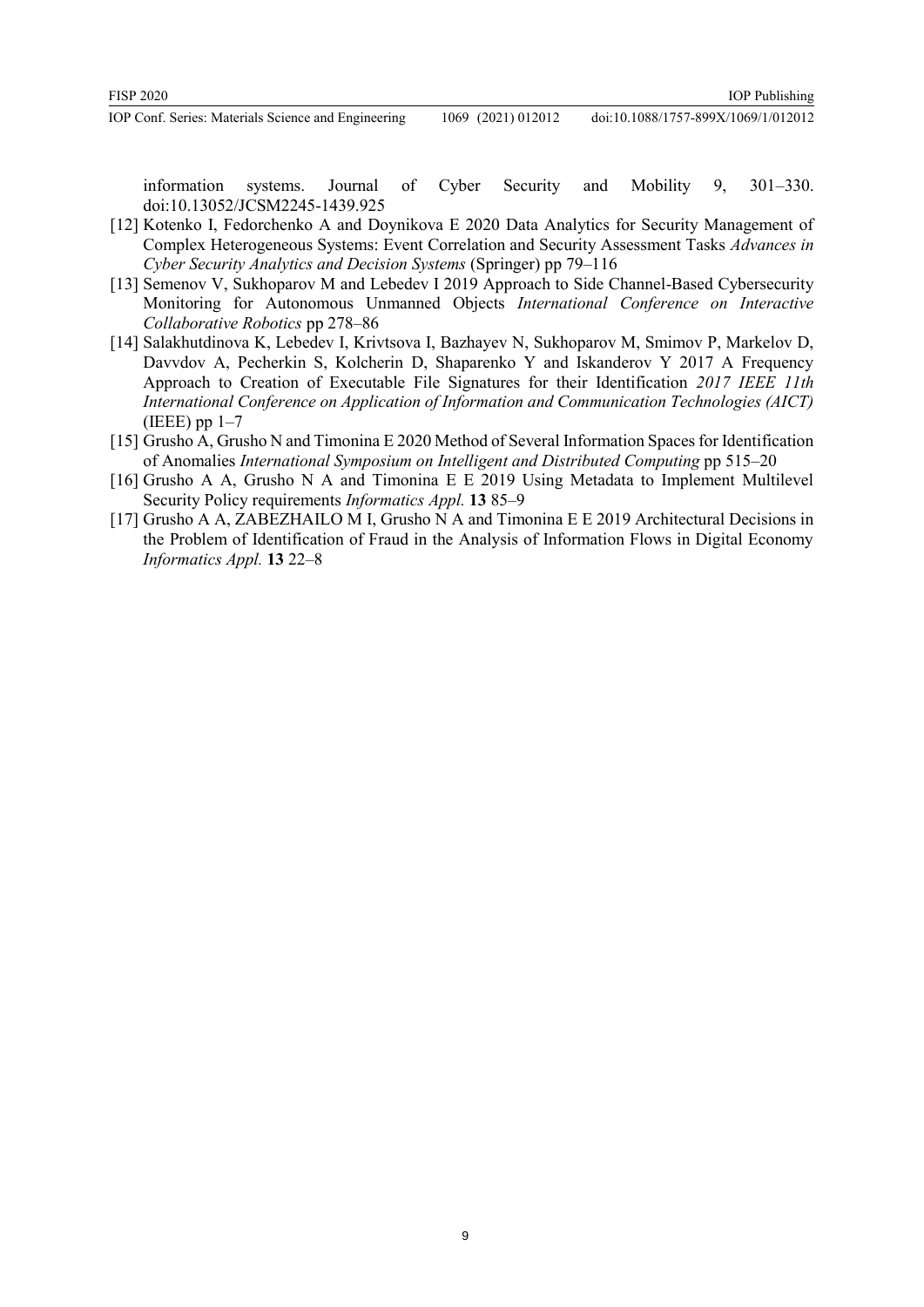information systems. Journal of Cyber Security and Mobility 9, 301–330. doi:10.13052/JCSM2245-1439.925

[12] Kotenko I, Fedorchenko A and Doynikova E 2020 Data Analytics for Security Management of Complex Heterogeneous Systems: Event Correlation and Security Assessment Tasks *Advances in Cyber Security Analytics and Decision Systems* (Springer) pp 79–116

[13] Semenov V, Sukhoparov M and Lebedev I 2019 Approach to Side Channel-Based Cybersecurity Monitoring for Autonomous Unmanned Objects *International Conference on Interactive Collaborative Robotics* pp 278–86

[14] Salakhutdinova K, Lebedev I, Krivtsova I, Bazhayev N, Sukhoparov M, Smimov P, Markelov D, Davvdov A, Pecherkin S, Kolcherin D, Shaparenko Y and Iskanderov Y 2017 A Frequency Approach to Creation of Executable File Signatures for their Identification *2017 IEEE 11th International Conference on Application of Information and Communication Technologies (AICT)* (IEEE) pp 1–7

[15] Grusho A, Grusho N and Timonina E 2020 Method of Several Information Spaces for Identification of Anomalies *International Symposium on Intelligent and Distributed Computing* pp 515–20

[16] Grusho A A, Grusho N A and Timonina E E 2019 Using Metadata to Implement Multilevel Security Policy requirements *Informatics Appl.* **13** 85–9

[17] Grusho A A, ZABEZHAILO M I, Grusho N A and Timonina E E 2019 Architectural Decisions in the Problem of Identification of Fraud in the Analysis of Information Flows in Digital Economy *Informatics Appl.* **13** 22–8